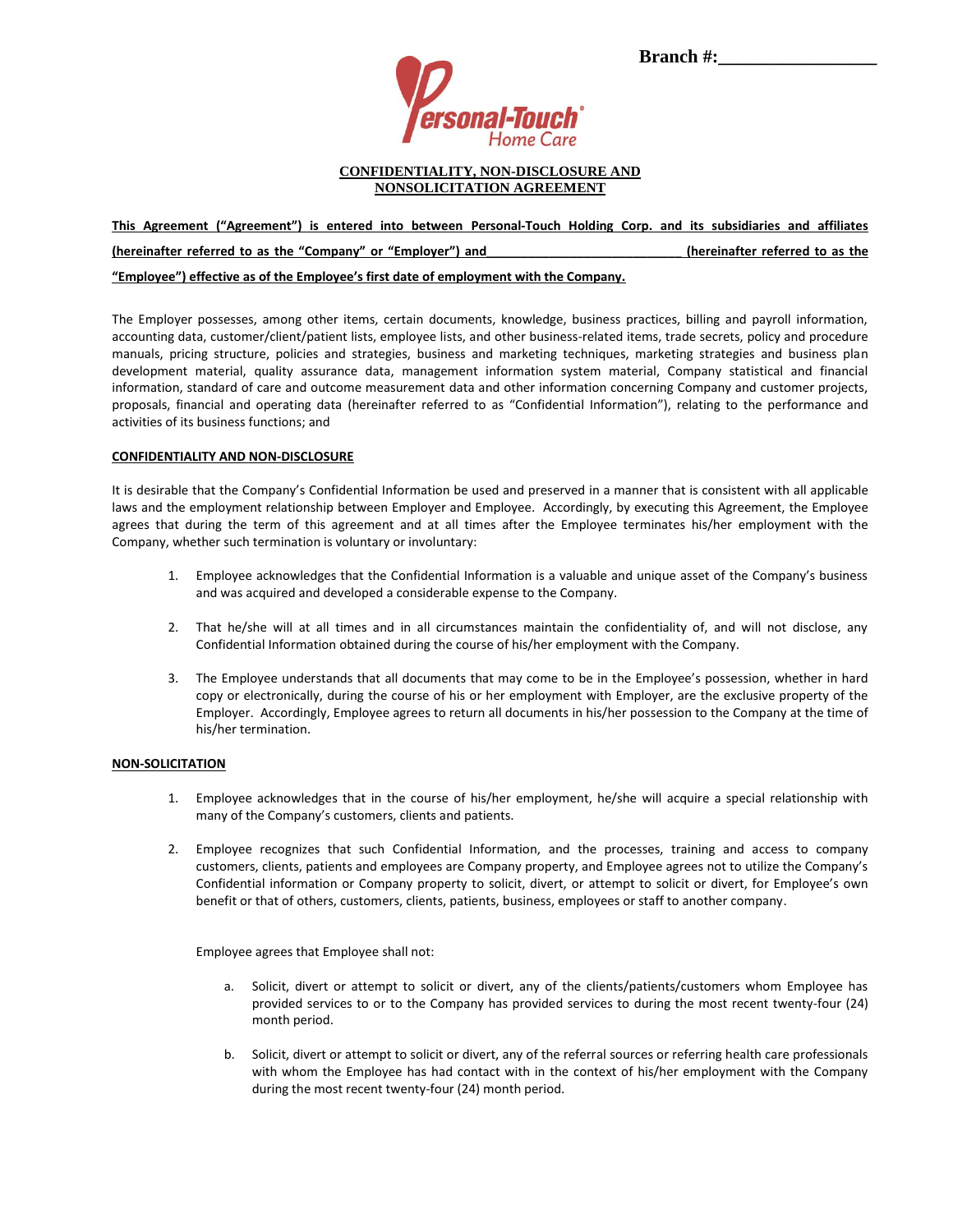Branch #:_________________

Personal-Touch® Home Care

**CONFIDENTIALITY, NON-DISCLOSURE AND NONSOLICITATION AGREEMENT**

**This Agreement ("Agreement") is entered into between Personal-Touch Holding Corp. and its subsidiaries and affiliates (hereinafter referred to as the "Company" or "Employer") and___________________________ (hereinafter referred to as the "Employee") effective as of the Employee's first date of employment with the Company.**

The Employer possesses, among other items, certain documents, knowledge, business practices, billing and payroll information, accounting data, customer/client/patient lists, employee lists, and other business-related items, trade secrets, policy and procedure manuals, pricing structure, policies and strategies, business and marketing techniques, marketing strategies and business plan development material, quality assurance data, management information system material, Company statistical and financial information, standard of care and outcome measurement data and other information concerning Company and customer projects, proposals, financial and operating data (hereinafter referred to as "Confidential Information"), relating to the performance and activities of its business functions; and

**CONFIDENTIALITY AND NON-DISCLOSURE**

It is desirable that the Company's Confidential Information be used and preserved in a manner that is consistent with all applicable laws and the employment relationship between Employer and Employee. Accordingly, by executing this Agreement, the Employee agrees that during the term of this agreement and at all times after the Employee terminates his/her employment with the Company, whether such termination is voluntary or involuntary:

1. Employee acknowledges that the Confidential Information is a valuable and unique asset of the Company's business and was acquired and developed a considerable expense to the Company.

2. That he/she will at all times and in all circumstances maintain the confidentiality of, and will not disclose, any Confidential Information obtained during the course of his/her employment with the Company.

3. The Employee understands that all documents that may come to be in the Employee's possession, whether in hard copy or electronically, during the course of his or her employment with Employer, are the exclusive property of the Employer. Accordingly, Employee agrees to return all documents in his/her possession to the Company at the time of his/her termination.

**NON-SOLICITATION**

1. Employee acknowledges that in the course of his/her employment, he/she will acquire a special relationship with many of the Company's customers, clients and patients.

2. Employee recognizes that such Confidential Information, and the processes, training and access to company customers, clients, patients and employees are Company property, and Employee agrees not to utilize the Company's Confidential information or Company property to solicit, divert, or attempt to solicit or divert, for Employee's own benefit or that of others, customers, clients, patients, business, employees or staff to another company.

   Employee agrees that Employee shall not:

   a. Solicit, divert or attempt to solicit or divert, any of the clients/patients/customers whom Employee has provided services to or to the Company has provided services to during the most recent twenty-four (24) month period.

   b. Solicit, divert or attempt to solicit or divert, any of the referral sources or referring health care professionals with whom the Employee has had contact with in the context of his/her employment with the Company during the most recent twenty-four (24) month period.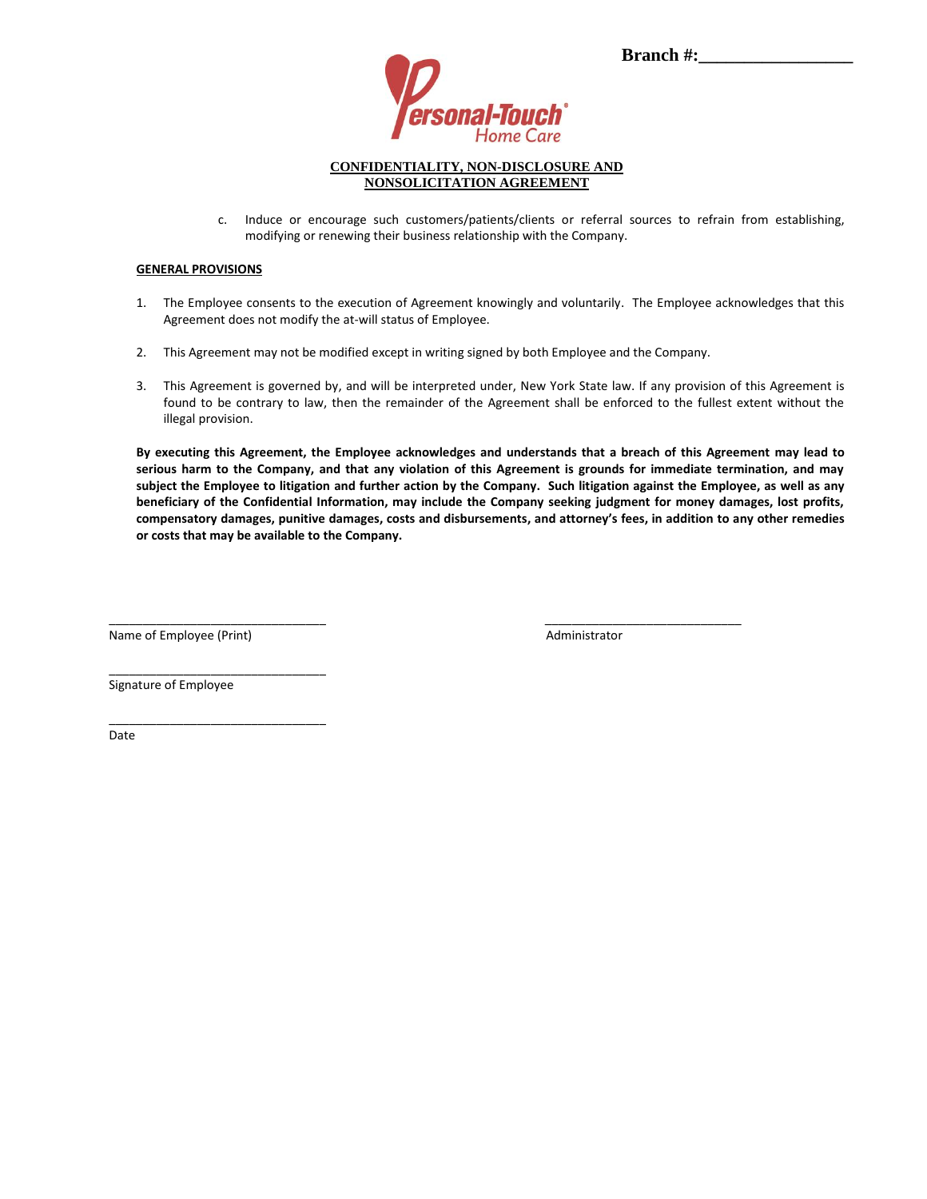Branch #:_______________

**CONFIDENTIALITY, NON-DISCLOSURE AND NONSOLICITATION AGREEMENT**

c. Induce or encourage such customers/patients/clients or referral sources to refrain from establishing, modifying or renewing their business relationship with the Company.

**GENERAL PROVISIONS**

1. The Employee consents to the execution of Agreement knowingly and voluntarily. The Employee acknowledges that this Agreement does not modify the at-will status of Employee.

2. This Agreement may not be modified except in writing signed by both Employee and the Company.

3. This Agreement is governed by, and will be interpreted under, New York State law. If any provision of this Agreement is found to be contrary to law, then the remainder of the Agreement shall be enforced to the fullest extent without the illegal provision.

**By executing this Agreement, the Employee acknowledges and understands that a breach of this Agreement may lead to serious harm to the Company, and that any violation of this Agreement is grounds for immediate termination, and may subject the Employee to litigation and further action by the Company. Such litigation against the Employee, as well as any beneficiary of the Confidential Information, may include the Company seeking judgment for money damages, lost profits, compensatory damages, punitive damages, costs and disbursements, and attorney's fees, in addition to any other remedies or costs that may be available to the Company.**

_______________________________
Name of Employee (Print)

_______________________________
Administrator

_______________________________
Signature of Employee

_______________________________
Date